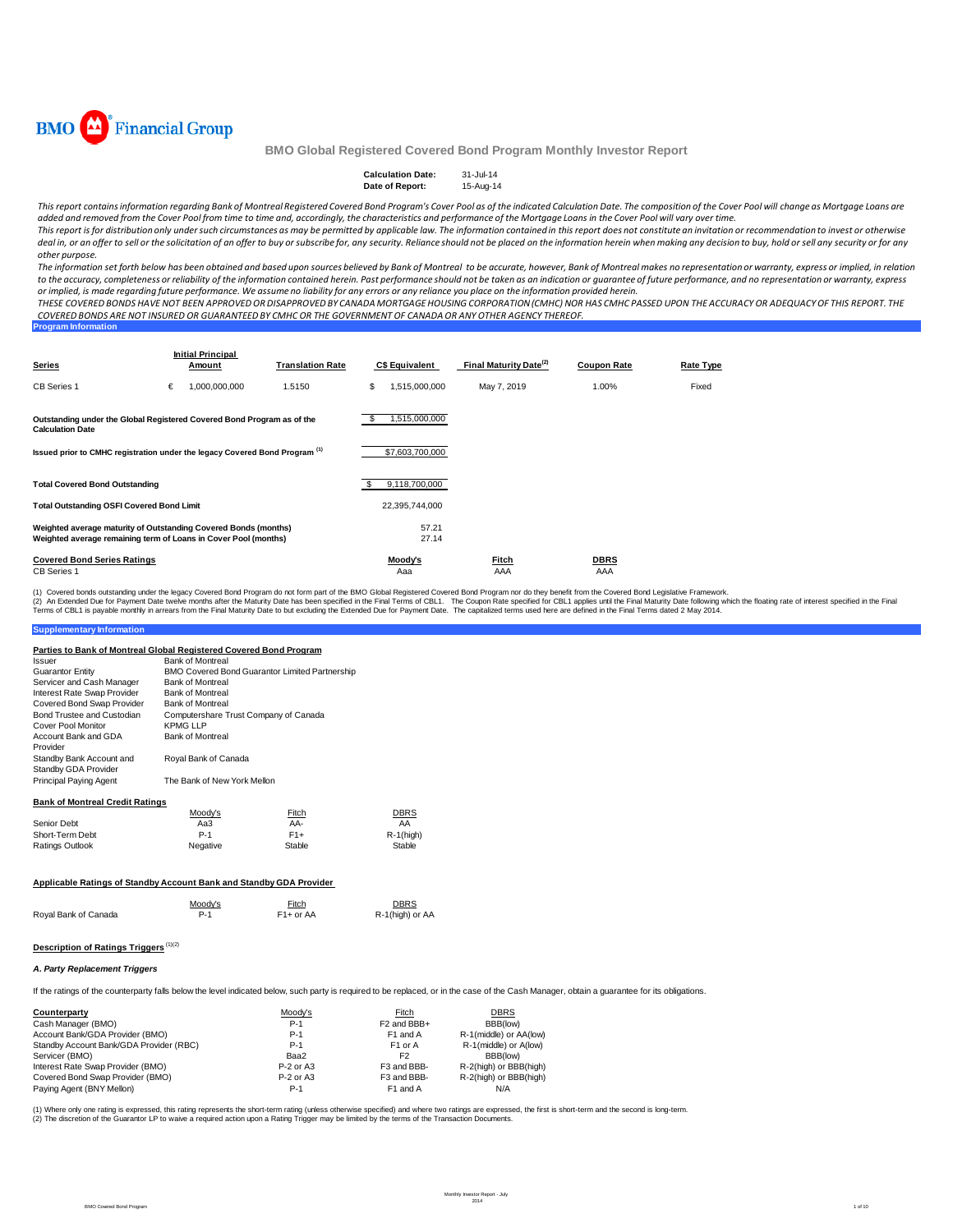BMO Financial Group

# BMO Global Registered Covered Bond Program Monthly Investor Report

| | |
|---|---|
| **Calculation Date:** | 31-Jul-14 |
| **Date of Report:** | 15-Aug-14 |

*This report contains information regarding Bank of Montreal Registered Covered Bond Program's Cover Pool as of the indicated Calculation Date. The composition of the Cover Pool will change as Mortgage Loans are added and removed from the Cover Pool from time to time and, accordingly, the characteristics and performance of the Mortgage Loans in the Cover Pool will vary over time.*

*This report is for distribution only under such circumstances as may be permitted by applicable law. The information contained in this report does not constitute an invitation or recommendation to invest or otherwise deal in, or an offer to sell or the solicitation of an offer to buy or subscribe for, any security. Reliance should not be placed on the information herein when making any decision to buy, hold or sell any security or for any other purpose.*

*The information set forth below has been obtained and based upon sources believed by Bank of Montreal to be accurate, however, Bank of Montreal makes no representation or warranty, express or implied, in relation to the accuracy, completeness or reliability of the information contained herein. Past performance should not be taken as an indication or guarantee of future performance, and no representation or warranty, express or implied, is made regarding future performance. We assume no liability for any errors or any reliance you place on the information provided herein.*

*THESE COVERED BONDS HAVE NOT BEEN APPROVED OR DISAPPROVED BY CANADA MORTGAGE HOUSING CORPORATION (CMHC) NOR HAS CMHC PASSED UPON THE ACCURACY OR ADEQUACY OF THIS REPORT. THE COVERED BONDS ARE NOT INSURED OR GUARANTEED BY CMHC OR THE GOVERNMENT OF CANADA OR ANY OTHER AGENCY THEREOF.*

## Program Information

| Series | Initial Principal Amount | Translation Rate | C$ Equivalent | Final Maturity Date[2] | Coupon Rate | Rate Type |
|---|---|---|---|---|---|---|
| CB Series 1 | € 1,000,000,000 | 1.5150 | $ 1,515,000,000 | May 7, 2019 | 1.00% | Fixed |

| | |
|---|---|
| **Outstanding under the Global Registered Covered Bond Program as of the Calculation Date** | $ 1,515,000,000 |
| **Issued prior to CMHC registration under the legacy Covered Bond Program** [1] | $7,603,700,000 |
| **Total Covered Bond Outstanding** | $ 9,118,700,000 |
| **Total Outstanding OSFI Covered Bond Limit** | 22,395,744,000 |
| **Weighted average maturity of Outstanding Covered Bonds (months)** | 57.21 |
| **Weighted average remaining term of Loans in Cover Pool (months)** | 27.14 |

| Covered Bond Series Ratings | Moody's | Fitch | DBRS |
|---|---|---|---|
| CB Series 1 | Aaa | AAA | AAA |

(1) Covered bonds outstanding under the legacy Covered Bond Program do not form part of the BMO Global Registered Covered Bond Program nor do they benefit from the Covered Bond Legislative Framework.
(2) An Extended Due for Payment Date twelve months after the Maturity Date has been specified in the Final Terms of CBL1. The Coupon Rate specified for CBL1 applies until the Final Maturity Date following which the floating rate of interest specified in the Final Terms of CBL1 is payable monthly in arrears from the Final Maturity Date to but excluding the Extended Due for Payment Date. The capitalized terms used here are defined in the Final Terms dated 2 May 2014.

## Supplementary Information

**Parties to Bank of Montreal Global Registered Covered Bond Program**

| | |
|---|---|
| Issuer | Bank of Montreal |
| Guarantor Entity | BMO Covered Bond Guarantor Limited Partnership |
| Servicer and Cash Manager | Bank of Montreal |
| Interest Rate Swap Provider | Bank of Montreal |
| Covered Bond Swap Provider | Bank of Montreal |
| Bond Trustee and Custodian | Computershare Trust Company of Canada |
| Cover Pool Monitor | KPMG LLP |
| Account Bank and GDA Provider | Bank of Montreal |
| Standby Bank Account and Standby GDA Provider | Royal Bank of Canada |
| Principal Paying Agent | The Bank of New York Mellon |

**Bank of Montreal Credit Ratings**

| | Moody's | Fitch | DBRS |
|---|---|---|---|
| Senior Debt | Aa3 | AA- | AA |
| Short-Term Debt | P-1 | F1+ | R-1(high) |
| Ratings Outlook | Negative | Stable | Stable |

**Applicable Ratings of Standby Account Bank and Standby GDA Provider**

| | Moody's | Fitch | DBRS |
|---|---|---|---|
| Royal Bank of Canada | P-1 | F1+ or AA | R-1(high) or AA |

**Description of Ratings Triggers** [1][2]

***A. Party Replacement Triggers***

If the ratings of the counterparty falls below the level indicated below, such party is required to be replaced, or in the case of the Cash Manager, obtain a guarantee for its obligations.

| Counterparty | Moody's | Fitch | DBRS |
|---|---|---|---|
| Cash Manager (BMO) | P-1 | F2 and BBB+ | BBB(low) |
| Account Bank/GDA Provider (BMO) | P-1 | F1 and A | R-1(middle) or AA(low) |
| Standby Account Bank/GDA Provider (RBC) | P-1 | F1 or A | R-1(middle) or A(low) |
| Servicer (BMO) | Baa2 | F2 | BBB(low) |
| Interest Rate Swap Provider (BMO) | P-2 or A3 | F3 and BBB- | R-2(high) or BBB(high) |
| Covered Bond Swap Provider (BMO) | P-2 or A3 | F3 and BBB- | R-2(high) or BBB(high) |
| Paying Agent (BNY Mellon) | P-1 | F1 and A | N/A |

(1) Where only one rating is expressed, this rating represents the short-term rating (unless otherwise specified) and where two ratings are expressed, the first is short-term and the second is long-term.
(2) The discretion of the Guarantor LP to waive a required action upon a Rating Trigger may be limited by the terms of the Transaction Documents.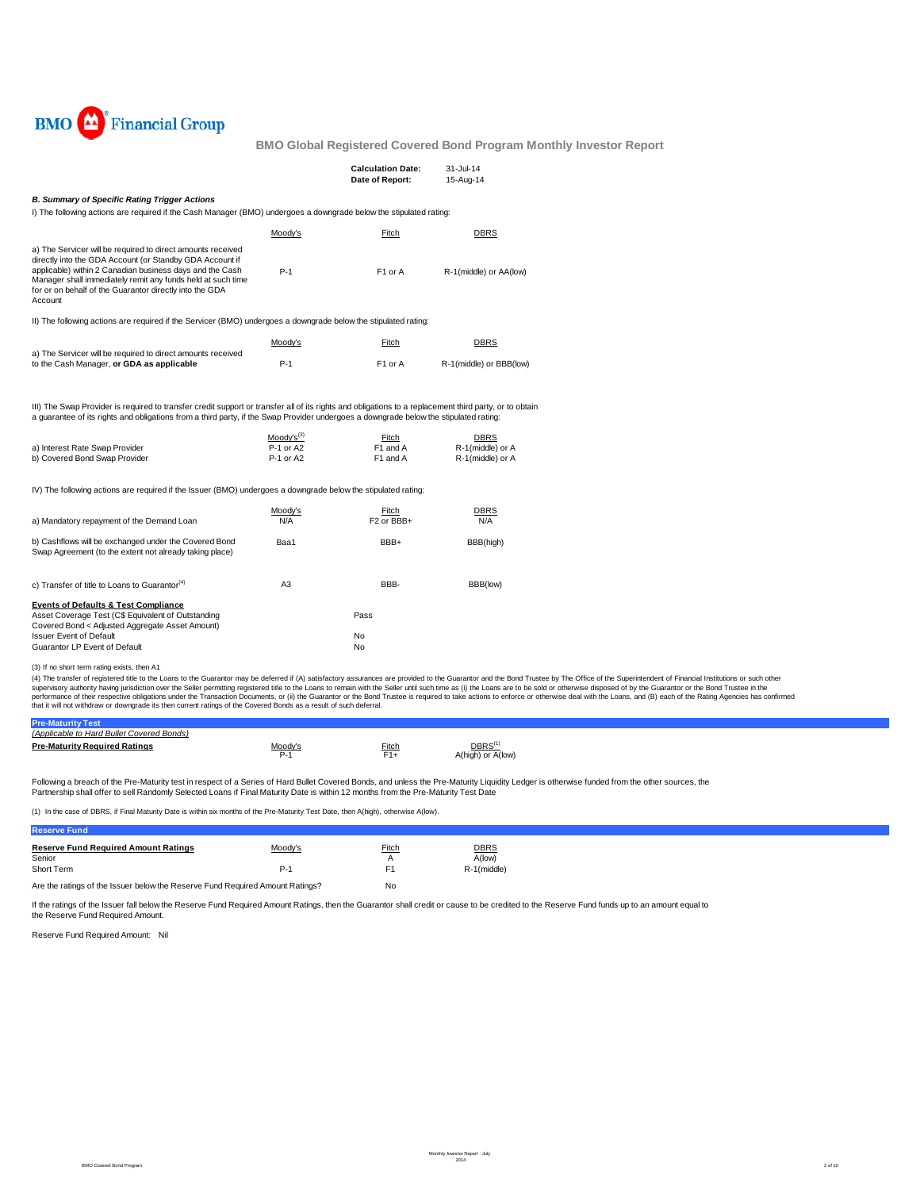BMO Financial Group

# BMO Global Registered Covered Bond Program Monthly Investor Report

| | |
|---|---|
| **Calculation Date:** | 31-Jul-14 |
| **Date of Report:** | 15-Aug-14 |

### *B. Summary of Specific Rating Trigger Actions*

I) The following actions are required if the Cash Manager (BMO) undergoes a downgrade below the stipulated rating:

| | Moody's | Fitch | DBRS |
|---|---|---|---|
| a) The Servicer will be required to direct amounts received directly into the GDA Account (or Standby GDA Account if applicable) within 2 Canadian business days and the Cash Manager shall immediately remit any funds held at such time for or on behalf of the Guarantor directly into the GDA Account | P-1 | F1 or A | R-1(middle) or AA(low) |

II) The following actions are required if the Servicer (BMO) undergoes a downgrade below the stipulated rating:

| | Moody's | Fitch | DBRS |
|---|---|---|---|
| a) The Servicer will be required to direct amounts received to the Cash Manager, **or GDA as applicable** | P-1 | F1 or A | R-1(middle) or BBB(low) |

III) The Swap Provider is required to transfer credit support or transfer all of its rights and obligations to a replacement third party, or to obtain a guarantee of its rights and obligations from a third party, if the Swap Provider undergoes a downgrade below the stipulated rating:

| | Moody's[3] | Fitch | DBRS |
|---|---|---|---|
| a) Interest Rate Swap Provider | P-1 or A2 | F1 and A | R-1(middle) or A |
| b) Covered Bond Swap Provider | P-1 or A2 | F1 and A | R-1(middle) or A |

IV) The following actions are required if the Issuer (BMO) undergoes a downgrade below the stipulated rating:

| | Moody's | Fitch | DBRS |
|---|---|---|---|
| a) Mandatory repayment of the Demand Loan | N/A | F2 or BBB+ | N/A |
| b) Cashflows will be exchanged under the Covered Bond Swap Agreement (to the extent not already taking place) | Baa1 | BBB+ | BBB(high) |
| c) Transfer of title to Loans to Guarantor[4] | A3 | BBB- | BBB(low) |

| **Events of Defaults & Test Compliance** | |
|---|---|
| Asset Coverage Test (C$ Equivalent of Outstanding Covered Bond < Adjusted Aggregate Asset Amount) | Pass |
| Issuer Event of Default | No |
| Guarantor LP Event of Default | No |

(3) If no short term rating exists, then A1

(4) The transfer of registered title to the Loans to the Guarantor may be deferred if (A) satisfactory assurances are provided to the Guarantor and the Bond Trustee by The Office of the Superintendent of Financial Institutions or such other supervisory authority having jurisdiction over the Seller permitting registered title to the Loans to remain with the Seller until such time as (i) the Loans are to be sold or otherwise disposed of by the Guarantor or the Bond Trustee in the performance of their respective obligations under the Transaction Documents, or (ii) the Guarantor or the Bond Trustee is required to take actions to enforce or otherwise deal with the Loans, and (B) each of the Rating Agencies has confirmed that it will not withdraw or downgrade its then current ratings of the Covered Bonds as a result of such deferral.

## Pre-Maturity Test

*(Applicable to Hard Bullet Covered Bonds)*

| | Moody's | Fitch | DBRS[1] |
|---|---|---|---|
| **Pre-Maturity Required Ratings** | P-1 | F1+ | A(high) or A(low) |

Following a breach of the Pre-Maturity test in respect of a Series of Hard Bullet Covered Bonds, and unless the Pre-Maturity Liquidity Ledger is otherwise funded from the other sources, the Partnership shall offer to sell Randomly Selected Loans if Final Maturity Date is within 12 months from the Pre-Maturity Test Date

(1) In the case of DBRS, if Final Maturity Date is within six months of the Pre-Maturity Test Date, then A(high), otherwise A(low).

## Reserve Fund

| **Reserve Fund Required Amount Ratings** | Moody's | Fitch | DBRS |
|---|---|---|---|
| Senior | | A | A(low) |
| Short Term | P-1 | F1 | R-1(middle) |
| Are the ratings of the Issuer below the Reserve Fund Required Amount Ratings? | | No | |

If the ratings of the Issuer fall below the Reserve Fund Required Amount Ratings, then the Guarantor shall credit or cause to be credited to the Reserve Fund funds up to an amount equal to the Reserve Fund Required Amount.

Reserve Fund Required Amount: Nil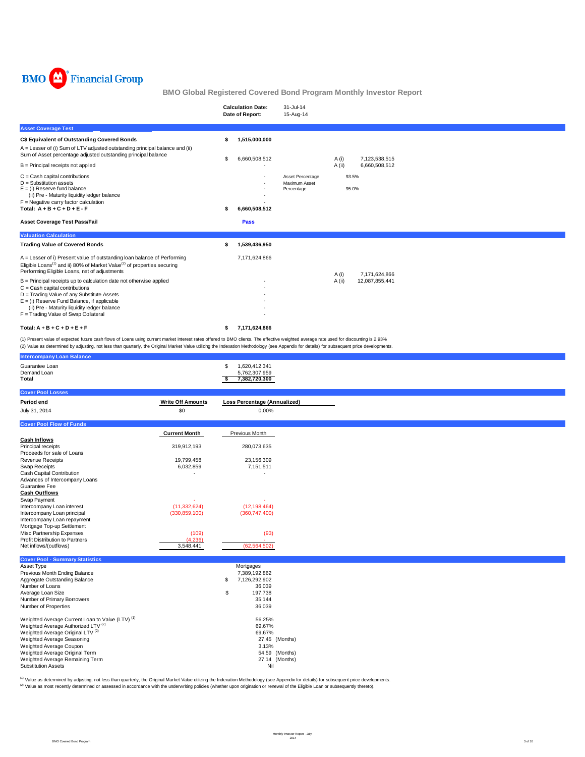BMO Financial Group

# BMO Global Registered Covered Bond Program Monthly Investor Report

| | |
|---|---|
| **Calculation Date:** | 31-Jul-14 |
| **Date of Report:** | 15-Aug-14 |

## Asset Coverage Test

| | | | | |
|---|---|---|---|---|
| **C$ Equivalent of Outstanding Covered Bonds** | **$ 1,515,000,000** | | | |
| A = Lesser of (i) Sum of LTV adjusted outstanding principal balance and (ii) Sum of Asset percentage adjusted outstanding principal balance | $ 6,660,508,512 | | A (i) | 7,123,538,515 |
| B = Principal receipts not applied | - | | A (ii) | 6,660,508,512 |
| C = Cash capital contributions | - | Asset Percentage | 93.5% | |
| D = Substitution assets | - | Maximum Asset Percentage | 95.0% | |
| E = (i) Reserve fund balance | - | | | |
| (ii) Pre - Maturity liquidity ledger balance | - | | | |
| F = Negative carry factor calculation | - | | | |
| **Total: A + B + C + D + E - F** | **$ 6,660,508,512** | | | |
| **Asset Coverage Test Pass/Fail** | **Pass** | | | |

## Valuation Calculation

| | | | |
|---|---|---|---|
| **Trading Value of Covered Bonds** | **$ 1,539,436,950** | | |
| A = Lesser of i) Present value of outstanding loan balance of Performing Eligible Loans[1] and ii) 80% of Market Value[2] of properties securing Performing Eligible Loans, net of adjustments | 7,171,624,866 | A (i) | 7,171,624,866 |
| B = Principal receipts up to calculation date not otherwise applied | - | A (ii) | 12,087,855,441 |
| C = Cash capital contributions | - | | |
| D = Trading Value of any Substitute Assets | - | | |
| E = (i) Reserve Fund Balance, if applicable | - | | |
| (ii) Pre - Maturity liquidity ledger balance | - | | |
| F = Trading Value of Swap Collateral | - | | |
| **Total: A + B + C + D + E + F** | **$ 7,171,624,866** | | |

(1) Present value of expected future cash flows of Loans using current market interest rates offered to BMO clients. The effective weighted average rate used for discounting is 2.93%

(2) Value as determined by adjusting, not less than quarterly, the Original Market Value utilizing the Indexation Methodology (see Appendix for details) for subsequent price developments.

## Intercompany Loan Balance

| | |
|---|---|
| Guarantee Loan | $ 1,620,412,341 |
| Demand Loan | 5,762,307,959 |
| **Total** | **$ 7,382,720,300** |

## Cover Pool Losses

| Period end | Write Off Amounts | Loss Percentage (Annualized) |
|---|---|---|
| July 31, 2014 | $0 | 0.00% |

## Cover Pool Flow of Funds

| | Current Month | Previous Month |
|---|---|---|
| **Cash Inflows** | | |
| Principal receipts | 319,912,193 | 280,073,635 |
| Proceeds for sale of Loans | | |
| Revenue Receipts | 19,799,458 | 23,156,309 |
| Swap Receipts | 6,032,859 | 7,151,511 |
| Cash Capital Contribution | - | - |
| Advances of Intercompany Loans | | |
| Guarantee Fee | | |
| **Cash Outflows** | | |
| Swap Payment | - | - |
| Intercompany Loan interest | (11,332,624) | (12,198,464) |
| Intercompany Loan principal | (330,859,100) | (360,747,400) |
| Intercompany Loan repayment | | |
| Mortgage Top-up Settlement | | |
| Misc Partnership Expenses | (109) | (93) |
| Profit Distribution to Partners | (4,236) | - |
| Net inflows/(outflows) | 3,548,441 | (62,564,502) |

## Cover Pool - Summary Statistics

| | |
|---|---|
| Asset Type | Mortgages |
| Previous Month Ending Balance | 7,389,192,862 |
| Aggregate Outstanding Balance | $ 7,126,292,902 |
| Number of Loans | 36,039 |
| Average Loan Size | $ 197,738 |
| Number of Primary Borrowers | 35,144 |
| Number of Properties | 36,039 |
| Weighted Average Current Loan to Value (LTV) [1] | 56.25% |
| Weighted Average Authorized LTV [2] | 69.67% |
| Weighted Average Original LTV [2] | 69.67% |
| Weighted Average Seasoning | 27.45 (Months) |
| Weighted Average Coupon | 3.13% |
| Weighted Average Original Term | 54.59 (Months) |
| Weighted Average Remaining Term | 27.14 (Months) |
| Substitution Assets | Nil |

[1] Value as determined by adjusting, not less than quarterly, the Original Market Value utilizing the Indexation Methodology (see Appendix for details) for subsequent price developments.

[2] Value as most recently determined or assessed in accordance with the underwriting policies (whether upon origination or renewal of the Eligible Loan or subsequently thereto).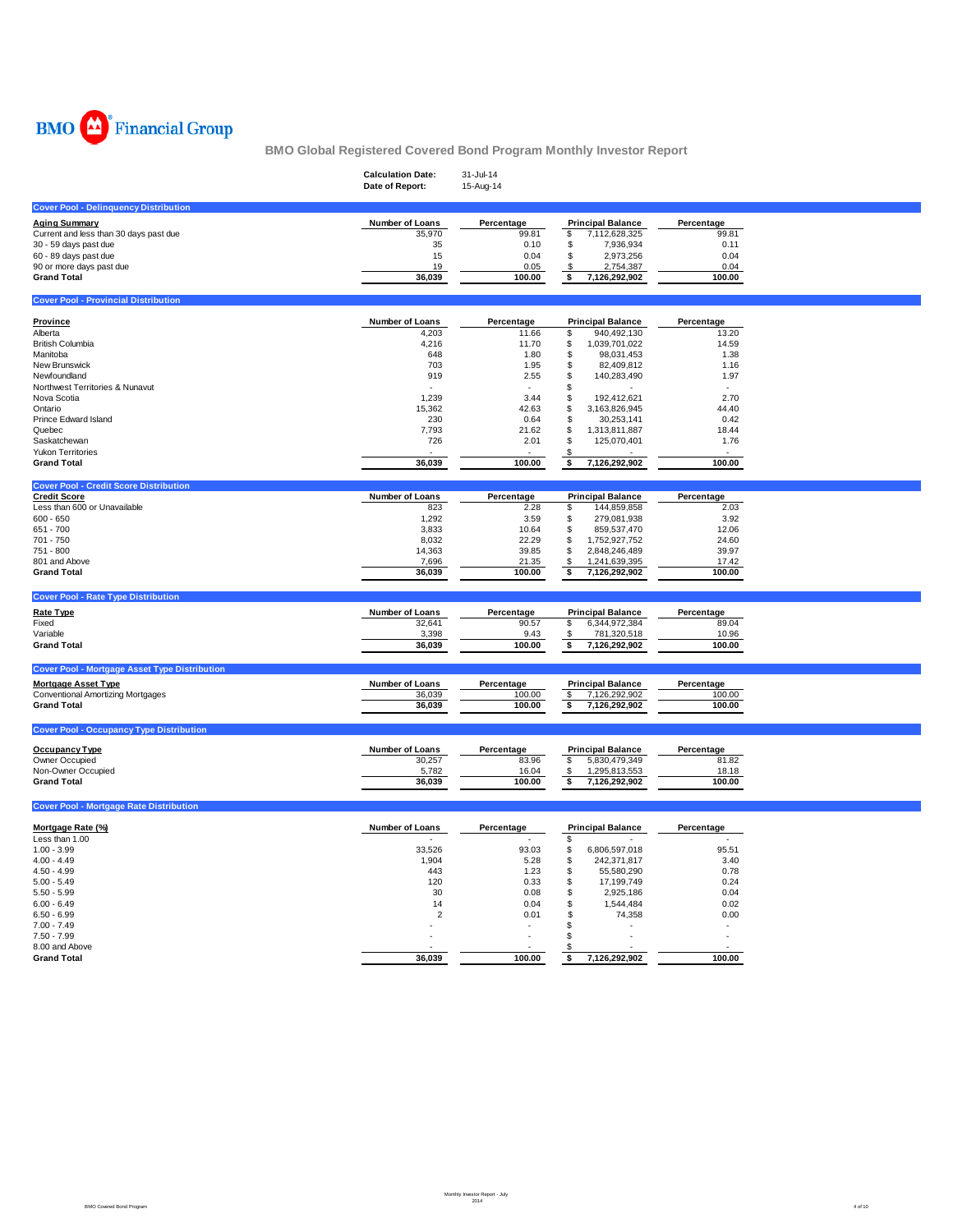BMO Financial Group

## BMO Global Registered Covered Bond Program Monthly Investor Report

**Calculation Date:** 31-Jul-14
**Date of Report:** 15-Aug-14

### Cover Pool - Delinquency Distribution

| Aging Summary | Number of Loans | Percentage | Principal Balance | Percentage |
|---|---|---|---|---|
| Current and less than 30 days past due | 35,970 | 99.81 | $ 7,112,628,325 | 99.81 |
| 30 - 59 days past due | 35 | 0.10 | $ 7,936,934 | 0.11 |
| 60 - 89 days past due | 15 | 0.04 | $ 2,973,256 | 0.04 |
| 90 or more days past due | 19 | 0.05 | $ 2,754,387 | 0.04 |
| **Grand Total** | **36,039** | **100.00** | **$ 7,126,292,902** | **100.00** |

### Cover Pool - Provincial Distribution

| Province | Number of Loans | Percentage | Principal Balance | Percentage |
|---|---|---|---|---|
| Alberta | 4,203 | 11.66 | $ 940,492,130 | 13.20 |
| British Columbia | 4,216 | 11.70 | $ 1,039,701,022 | 14.59 |
| Manitoba | 648 | 1.80 | $ 98,031,453 | 1.38 |
| New Brunswick | 703 | 1.95 | $ 82,409,812 | 1.16 |
| Newfoundland | 919 | 2.55 | $ 140,283,490 | 1.97 |
| Northwest Territories & Nunavut | - | - | $ - | - |
| Nova Scotia | 1,239 | 3.44 | $ 192,412,621 | 2.70 |
| Ontario | 15,362 | 42.63 | $ 3,163,826,945 | 44.40 |
| Prince Edward Island | 230 | 0.64 | $ 30,253,141 | 0.42 |
| Quebec | 7,793 | 21.62 | $ 1,313,811,887 | 18.44 |
| Saskatchewan | 726 | 2.01 | $ 125,070,401 | 1.76 |
| Yukon Territories | - | - | $ - | - |
| **Grand Total** | **36,039** | **100.00** | **$ 7,126,292,902** | **100.00** |

### Cover Pool - Credit Score Distribution

| Credit Score | Number of Loans | Percentage | Principal Balance | Percentage |
|---|---|---|---|---|
| Less than 600 or Unavailable | 823 | 2.28 | $ 144,859,858 | 2.03 |
| 600 - 650 | 1,292 | 3.59 | $ 279,081,938 | 3.92 |
| 651 - 700 | 3,833 | 10.64 | $ 859,537,470 | 12.06 |
| 701 - 750 | 8,032 | 22.29 | $ 1,752,927,752 | 24.60 |
| 751 - 800 | 14,363 | 39.85 | $ 2,848,246,489 | 39.97 |
| 801 and Above | 7,696 | 21.35 | $ 1,241,639,395 | 17.42 |
| **Grand Total** | **36,039** | **100.00** | **$ 7,126,292,902** | **100.00** |

### Cover Pool - Rate Type Distribution

| Rate Type | Number of Loans | Percentage | Principal Balance | Percentage |
|---|---|---|---|---|
| Fixed | 32,641 | 90.57 | $ 6,344,972,384 | 89.04 |
| Variable | 3,398 | 9.43 | $ 781,320,518 | 10.96 |
| **Grand Total** | **36,039** | **100.00** | **$ 7,126,292,902** | **100.00** |

### Cover Pool - Mortgage Asset Type Distribution

| Mortgage Asset Type | Number of Loans | Percentage | Principal Balance | Percentage |
|---|---|---|---|---|
| Conventional Amortizing Mortgages | 36,039 | 100.00 | $ 7,126,292,902 | 100.00 |
| **Grand Total** | **36,039** | **100.00** | **$ 7,126,292,902** | **100.00** |

### Cover Pool - Occupancy Type Distribution

| Occupancy Type | Number of Loans | Percentage | Principal Balance | Percentage |
|---|---|---|---|---|
| Owner Occupied | 30,257 | 83.96 | $ 5,830,479,349 | 81.82 |
| Non-Owner Occupied | 5,782 | 16.04 | $ 1,295,813,553 | 18.18 |
| **Grand Total** | **36,039** | **100.00** | **$ 7,126,292,902** | **100.00** |

### Cover Pool - Mortgage Rate Distribution

| Mortgage Rate (%) | Number of Loans | Percentage | Principal Balance | Percentage |
|---|---|---|---|---|
| Less than 1.00 | - | - | $ - | - |
| 1.00 - 3.99 | 33,526 | 93.03 | $ 6,806,597,018 | 95.51 |
| 4.00 - 4.49 | 1,904 | 5.28 | $ 242,371,817 | 3.40 |
| 4.50 - 4.99 | 443 | 1.23 | $ 55,580,290 | 0.78 |
| 5.00 - 5.49 | 120 | 0.33 | $ 17,199,749 | 0.24 |
| 5.50 - 5.99 | 30 | 0.08 | $ 2,925,186 | 0.04 |
| 6.00 - 6.49 | 14 | 0.04 | $ 1,544,484 | 0.02 |
| 6.50 - 6.99 | 2 | 0.01 | $ 74,358 | 0.00 |
| 7.00 - 7.49 | - | - | $ - | - |
| 7.50 - 7.99 | - | - | $ - | - |
| 8.00 and Above | - | - | $ - | - |
| **Grand Total** | **36,039** | **100.00** | **$ 7,126,292,902** | **100.00** |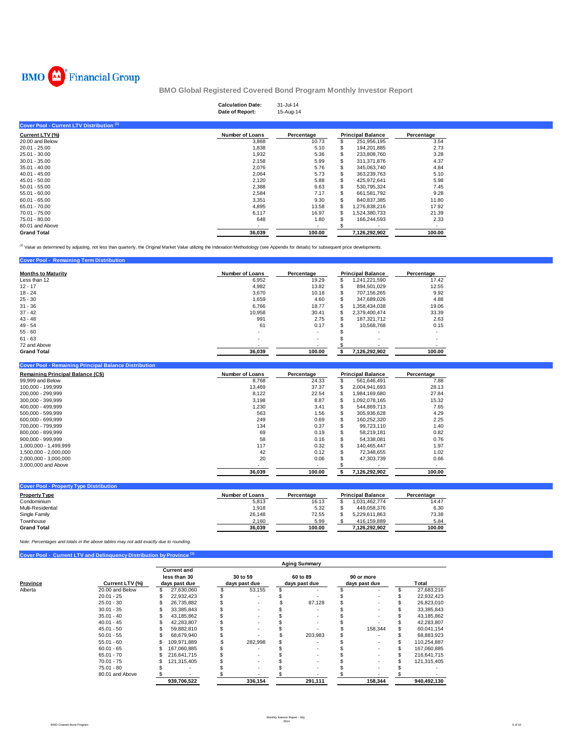BMO Financial Group

# BMO Global Registered Covered Bond Program Monthly Investor Report

| | |
|---|---|
| **Calculation Date:** | 31-Jul-14 |
| **Date of Report:** | 15-Aug-14 |

## Cover Pool - Current LTV Distribution [(1)]

| Current LTV (%) | Number of Loans | Percentage | Principal Balance | Percentage |
|---|---|---|---|---|
| 20.00 and Below | 3,868 | 10.73 | $ 251,956,195 | 3.54 |
| 20.01 - 25.00 | 1,838 | 5.10 | $ 194,201,885 | 2.73 |
| 25.01 - 30.00 | 1,932 | 5.36 | $ 233,808,760 | 3.28 |
| 30.01 - 35.00 | 2,158 | 5.99 | $ 311,371,876 | 4.37 |
| 35.01 - 40.00 | 2,076 | 5.76 | $ 345,063,740 | 4.84 |
| 40.01 - 45.00 | 2,064 | 5.73 | $ 363,239,763 | 5.10 |
| 45.01 - 50.00 | 2,120 | 5.88 | $ 425,972,641 | 5.98 |
| 50.01 - 55.00 | 2,388 | 6.63 | $ 530,795,324 | 7.45 |
| 55.01 - 60.00 | 2,584 | 7.17 | $ 661,581,792 | 9.28 |
| 60.01 - 65.00 | 3,351 | 9.30 | $ 840,837,385 | 11.80 |
| 65.01 - 70.00 | 4,895 | 13.58 | $ 1,276,838,216 | 17.92 |
| 70.01 - 75.00 | 6,117 | 16.97 | $ 1,524,380,733 | 21.39 |
| 75.01 - 80.00 | 648 | 1.80 | $ 166,244,593 | 2.33 |
| 80.01 and Above | - | - | $ - | - |
| **Grand Total** | **36,039** | **100.00** | **7,126,292,902** | **100.00** |

[(1)] Value as determined by adjusting, not less than quarterly, the Original Market Value utilizing the Indexation Methodology (see Appendix for details) for subsequent price developments.

## Cover Pool - Remaining Term Distribution

| Months to Maturity | Number of Loans | Percentage | Principal Balance | Percentage |
|---|---|---|---|---|
| Less than 12 | 6,952 | 19.29 | $ 1,241,221,590 | 17.42 |
| 12 - 17 | 4,982 | 13.82 | $ 894,501,029 | 12.55 |
| 18 - 24 | 3,670 | 10.18 | $ 707,156,265 | 9.92 |
| 25 - 30 | 1,659 | 4.60 | $ 347,689,026 | 4.88 |
| 31 - 36 | 6,766 | 18.77 | $ 1,358,434,038 | 19.06 |
| 37 - 42 | 10,958 | 30.41 | $ 2,379,400,474 | 33.39 |
| 43 - 48 | 991 | 2.75 | $ 187,321,712 | 2.63 |
| 49 - 54 | 61 | 0.17 | $ 10,568,768 | 0.15 |
| 55 - 60 | - | - | $ - | - |
| 61 - 63 | - | - | $ - | - |
| 72 and Above | - | - | $ - | - |
| **Grand Total** | **36,039** | **100.00** | **$ 7,126,292,902** | **100.00** |

## Cover Pool - Remaining Principal Balance Distribution

| Remaining Principal Balance (C$) | Number of Loans | Percentage | Principal Balance | Percentage |
|---|---|---|---|---|
| 99,999 and Below | 8,768 | 24.33 | $ 561,646,491 | 7.88 |
| 100,000 - 199,999 | 13,469 | 37.37 | $ 2,004,941,693 | 28.13 |
| 200,000 - 299,999 | 8,122 | 22.54 | $ 1,984,169,680 | 27.84 |
| 300,000 - 399,999 | 3,198 | 8.87 | $ 1,092,078,165 | 15.32 |
| 400,000 - 499,999 | 1,230 | 3.41 | $ 544,869,713 | 7.65 |
| 500,000 - 599,999 | 563 | 1.56 | $ 305,936,628 | 4.29 |
| 600,000 - 699,999 | 249 | 0.69 | $ 160,252,320 | 2.25 |
| 700,000 - 799,999 | 134 | 0.37 | $ 99,723,110 | 1.40 |
| 800,000 - 899,999 | 69 | 0.19 | $ 58,219,181 | 0.82 |
| 900,000 - 999,999 | 58 | 0.16 | $ 54,338,081 | 0.76 |
| 1,000,000 - 1,499,999 | 117 | 0.32 | $ 140,465,447 | 1.97 |
| 1,500,000 - 2,000,000 | 42 | 0.12 | $ 72,348,655 | 1.02 |
| 2,000,000 - 3,000,000 | 20 | 0.06 | $ 47,303,739 | 0.66 |
| 3,000,000 and Above | - | - | $ - | - |
| | **36,039** | **100.00** | **$ 7,126,292,902** | **100.00** |

## Cover Pool - Property Type Distribution

| Property Type | Number of Loans | Percentage | Principal Balance | Percentage |
|---|---|---|---|---|
| Condominium | 5,813 | 16.13 | $ 1,031,462,774 | 14.47 |
| Multi-Residential | 1,918 | 5.32 | $ 449,058,376 | 6.30 |
| Single Family | 26,148 | 72.55 | $ 5,229,611,863 | 73.38 |
| Townhouse | 2,160 | 5.99 | $ 416,159,889 | 5.84 |
| **Grand Total** | **36,039** | **100.00** | **7,126,292,902** | **100.00** |

*Note: Percentages and totals in the above tables may not add exactly due to rounding.*

## Cover Pool - Current LTV and Delinquency Distribution by Province [(1)]

| | | Aging Summary | | | | |
|---|---|---|---|---|---|---|
| **Province** | **Current LTV (%)** | **Current and less than 30 days past due** | **30 to 59 days past due** | **60 to 89 days past due** | **90 or more days past due** | **Total** |
| Alberta | 20.00 and Below | $ 27,630,060 | $ 53,155 | $ - | $ - | $ 27,683,216 |
| | 20.01 - 25 | $ 22,932,423 | $ - | $ - | $ - | $ 22,932,423 |
| | 25.01 - 30 | $ 26,735,882 | $ - | $ 87,128 | $ - | $ 26,823,010 |
| | 30.01 - 35 | $ 33,385,843 | $ - | $ - | $ - | $ 33,385,843 |
| | 35.01 - 40 | $ 43,185,862 | $ - | $ - | $ - | $ 43,185,862 |
| | 40.01 - 45 | $ 42,283,807 | $ - | $ - | $ - | $ 42,283,807 |
| | 45.01 - 50 | $ 59,882,810 | $ - | $ - | $ 158,344 | $ 60,041,154 |
| | 50.01 - 55 | $ 68,679,940 | $ - | $ 203,983 | $ - | $ 68,883,923 |
| | 55.01 - 60 | $ 109,971,889 | $ 282,998 | $ - | $ - | $ 110,254,887 |
| | 60.01 - 65 | $ 167,060,885 | $ - | $ - | $ - | $ 167,060,885 |
| | 65.01 - 70 | $ 216,641,715 | $ - | $ - | $ - | $ 216,641,715 |
| | 70.01 - 75 | $ 121,315,405 | $ - | $ - | $ - | $ 121,315,405 |
| | 75.01 - 80 | $ - | $ - | $ - | $ - | $ - |
| | 80.01 and Above | $ - | $ - | $ - | $ - | $ - |
| | | **939,706,522** | **336,154** | **291,111** | **158,344** | **940,492,130** |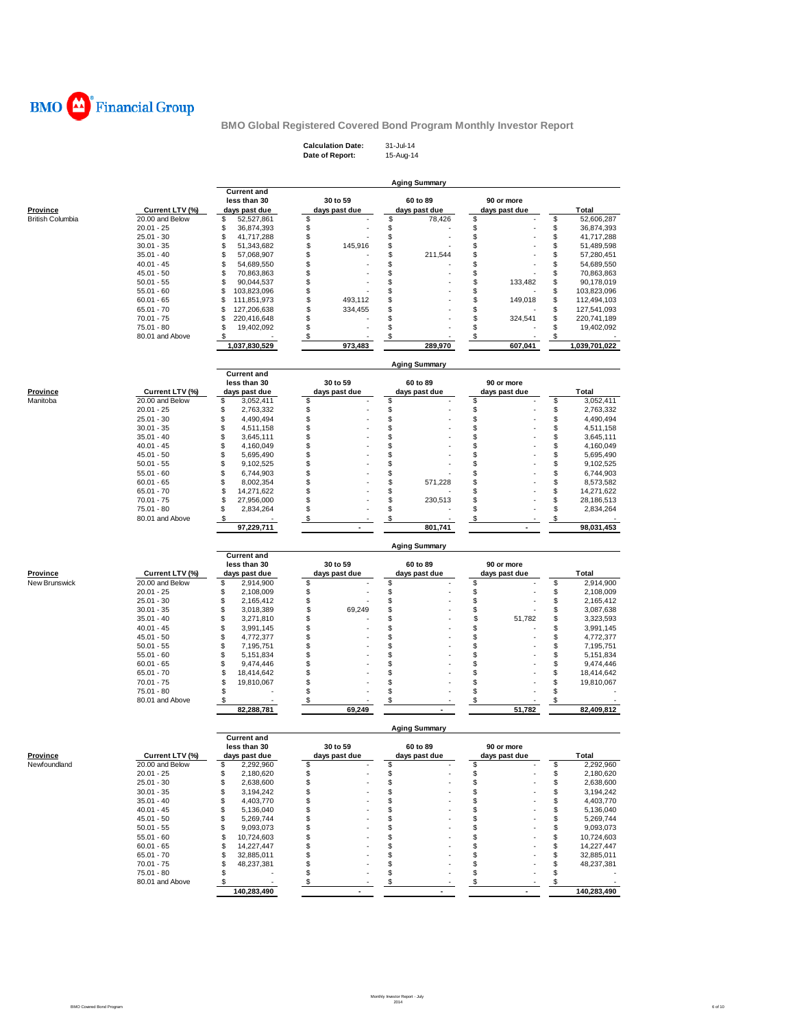BMO Financial Group

## BMO Global Registered Covered Bond Program Monthly Investor Report

**Calculation Date:** 31-Jul-14
**Date of Report:** 15-Aug-14

### Aging Summary

| Province | Current LTV (%) | Current and less than 30 days past due | 30 to 59 days past due | 60 to 89 days past due | 90 or more days past due | Total |
|---|---|---|---|---|---|---|
| British Columbia | 20.00 and Below | $ 52,527,861 | $ - | $ 78,426 | $ - | $ 52,606,287 |
| | 20.01 - 25 | $ 36,874,393 | $ - | $ - | $ - | $ 36,874,393 |
| | 25.01 - 30 | $ 41,717,288 | $ - | $ - | $ - | $ 41,717,288 |
| | 30.01 - 35 | $ 51,343,682 | $ 145,916 | $ - | $ - | $ 51,489,598 |
| | 35.01 - 40 | $ 57,068,907 | $ - | $ 211,544 | $ - | $ 57,280,451 |
| | 40.01 - 45 | $ 54,689,550 | $ - | $ - | $ - | $ 54,689,550 |
| | 45.01 - 50 | $ 70,863,863 | $ - | $ - | $ - | $ 70,863,863 |
| | 50.01 - 55 | $ 90,044,537 | $ - | $ - | $ 133,482 | $ 90,178,019 |
| | 55.01 - 60 | $ 103,823,096 | $ - | $ - | $ - | $ 103,823,096 |
| | 60.01 - 65 | $ 111,851,973 | $ 493,112 | $ - | $ 149,018 | $ 112,494,103 |
| | 65.01 - 70 | $ 127,206,638 | $ 334,455 | $ - | $ - | $ 127,541,093 |
| | 70.01 - 75 | $ 220,416,648 | $ - | $ - | $ 324,541 | $ 220,741,189 |
| | 75.01 - 80 | $ 19,402,092 | $ - | $ - | $ - | $ 19,402,092 |
| | 80.01 and Above | $ - | $ - | $ - | $ - | $ - |
| | | 1,037,830,529 | 973,483 | 289,970 | 607,041 | 1,039,701,022 |

### Aging Summary

| Province | Current LTV (%) | Current and less than 30 days past due | 30 to 59 days past due | 60 to 89 days past due | 90 or more days past due | Total |
|---|---|---|---|---|---|---|
| Manitoba | 20.00 and Below | $ 3,052,411 | $ - | $ - | $ - | $ 3,052,411 |
| | 20.01 - 25 | $ 2,763,332 | $ - | $ - | $ - | $ 2,763,332 |
| | 25.01 - 30 | $ 4,490,494 | $ - | $ - | $ - | $ 4,490,494 |
| | 30.01 - 35 | $ 4,511,158 | $ - | $ - | $ - | $ 4,511,158 |
| | 35.01 - 40 | $ 3,645,111 | $ - | $ - | $ - | $ 3,645,111 |
| | 40.01 - 45 | $ 4,160,049 | $ - | $ - | $ - | $ 4,160,049 |
| | 45.01 - 50 | $ 5,695,490 | $ - | $ - | $ - | $ 5,695,490 |
| | 50.01 - 55 | $ 9,102,525 | $ - | $ - | $ - | $ 9,102,525 |
| | 55.01 - 60 | $ 6,744,903 | $ - | $ - | $ - | $ 6,744,903 |
| | 60.01 - 65 | $ 8,002,354 | $ - | $ 571,228 | $ - | $ 8,573,582 |
| | 65.01 - 70 | $ 14,271,622 | $ - | $ - | $ - | $ 14,271,622 |
| | 70.01 - 75 | $ 27,956,000 | $ - | $ 230,513 | $ - | $ 28,186,513 |
| | 75.01 - 80 | $ 2,834,264 | $ - | $ - | $ - | $ 2,834,264 |
| | 80.01 and Above | $ - | $ - | $ - | $ - | $ - |
| | | 97,229,711 | - | 801,741 | - | 98,031,453 |

### Aging Summary

| Province | Current LTV (%) | Current and less than 30 days past due | 30 to 59 days past due | 60 to 89 days past due | 90 or more days past due | Total |
|---|---|---|---|---|---|---|
| New Brunswick | 20.00 and Below | $ 2,914,900 | $ - | $ - | $ - | $ 2,914,900 |
| | 20.01 - 25 | $ 2,108,009 | $ - | $ - | $ - | $ 2,108,009 |
| | 25.01 - 30 | $ 2,165,412 | $ - | $ - | $ - | $ 2,165,412 |
| | 30.01 - 35 | $ 3,018,389 | $ 69,249 | $ - | $ - | $ 3,087,638 |
| | 35.01 - 40 | $ 3,271,810 | $ - | $ - | $ 51,782 | $ 3,323,593 |
| | 40.01 - 45 | $ 3,991,145 | $ - | $ - | $ - | $ 3,991,145 |
| | 45.01 - 50 | $ 4,772,377 | $ - | $ - | $ - | $ 4,772,377 |
| | 50.01 - 55 | $ 7,195,751 | $ - | $ - | $ - | $ 7,195,751 |
| | 55.01 - 60 | $ 5,151,834 | $ - | $ - | $ - | $ 5,151,834 |
| | 60.01 - 65 | $ 9,474,446 | $ - | $ - | $ - | $ 9,474,446 |
| | 65.01 - 70 | $ 18,414,642 | $ - | $ - | $ - | $ 18,414,642 |
| | 70.01 - 75 | $ 19,810,067 | $ - | $ - | $ - | $ 19,810,067 |
| | 75.01 - 80 | $ - | $ - | $ - | $ - | $ - |
| | 80.01 and Above | $ - | $ - | $ - | $ - | $ - |
| | | 82,288,781 | 69,249 | - | 51,782 | 82,409,812 |

### Aging Summary

| Province | Current LTV (%) | Current and less than 30 days past due | 30 to 59 days past due | 60 to 89 days past due | 90 or more days past due | Total |
|---|---|---|---|---|---|---|
| Newfoundland | 20.00 and Below | $ 2,292,960 | $ - | $ - | $ - | $ 2,292,960 |
| | 20.01 - 25 | $ 2,180,620 | $ - | $ - | $ - | $ 2,180,620 |
| | 25.01 - 30 | $ 2,638,600 | $ - | $ - | $ - | $ 2,638,600 |
| | 30.01 - 35 | $ 3,194,242 | $ - | $ - | $ - | $ 3,194,242 |
| | 35.01 - 40 | $ 4,403,770 | $ - | $ - | $ - | $ 4,403,770 |
| | 40.01 - 45 | $ 5,136,040 | $ - | $ - | $ - | $ 5,136,040 |
| | 45.01 - 50 | $ 5,269,744 | $ - | $ - | $ - | $ 5,269,744 |
| | 50.01 - 55 | $ 9,093,073 | $ - | $ - | $ - | $ 9,093,073 |
| | 55.01 - 60 | $ 10,724,603 | $ - | $ - | $ - | $ 10,724,603 |
| | 60.01 - 65 | $ 14,227,447 | $ - | $ - | $ - | $ 14,227,447 |
| | 65.01 - 70 | $ 32,885,011 | $ - | $ - | $ - | $ 32,885,011 |
| | 70.01 - 75 | $ 48,237,381 | $ - | $ - | $ - | $ 48,237,381 |
| | 75.01 - 80 | $ - | $ - | $ - | $ - | $ - |
| | 80.01 and Above | $ - | $ - | $ - | $ - | $ - |
| | | 140,283,490 | - | - | - | 140,283,490 |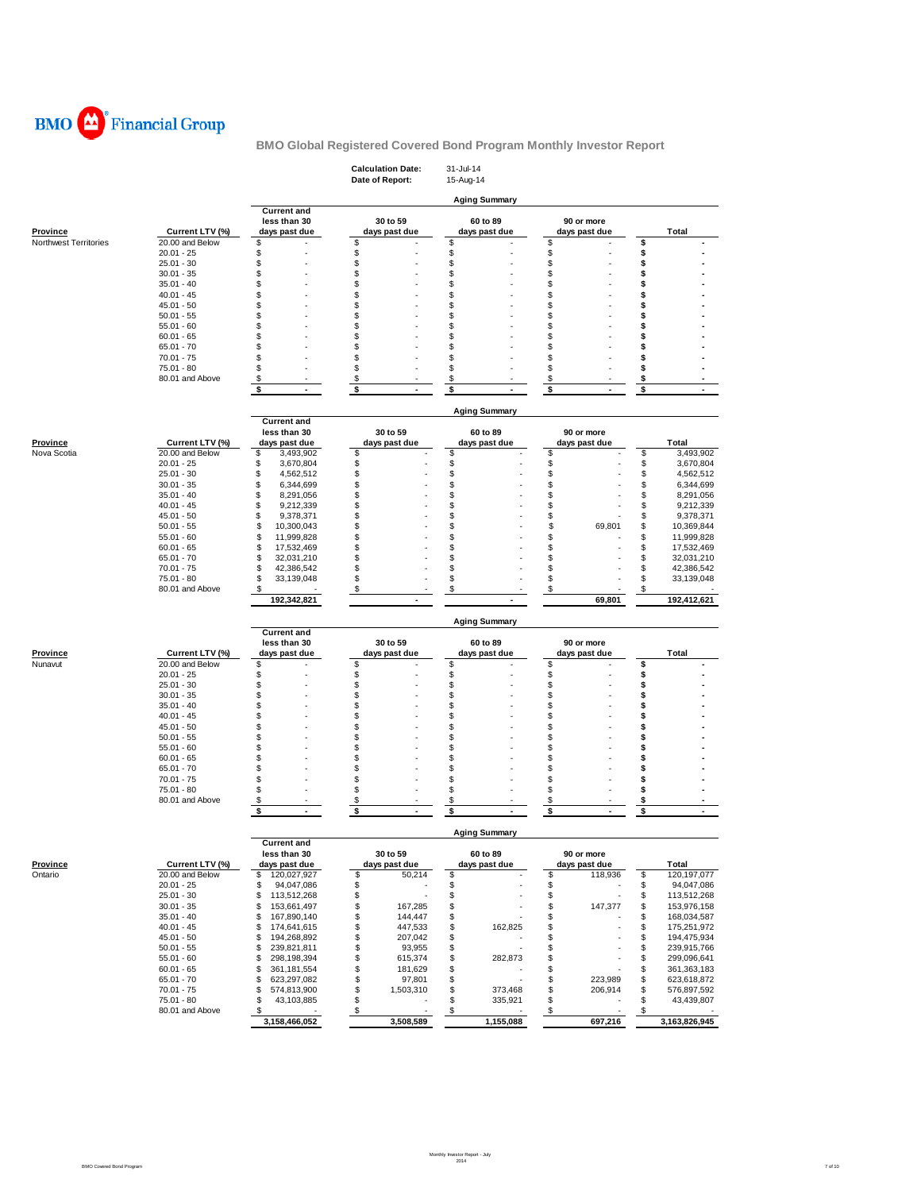BMO Financial Group

## BMO Global Registered Covered Bond Program Monthly Investor Report

**Calculation Date:** 31-Jul-14
**Date of Report:** 15-Aug-14

### Aging Summary

| Province | Current LTV (%) | Current and less than 30 days past due | 30 to 59 days past due | 60 to 89 days past due | 90 or more days past due | Total |
|---|---|---|---|---|---|---|
| Northwest Territories | 20.00 and Below | $ - | $ - | $ - | $ - | $ - |
| | 20.01 - 25 | $ - | $ - | $ - | $ - | $ - |
| | 25.01 - 30 | $ - | $ - | $ - | $ - | $ - |
| | 30.01 - 35 | $ - | $ - | $ - | $ - | $ - |
| | 35.01 - 40 | $ - | $ - | $ - | $ - | $ - |
| | 40.01 - 45 | $ - | $ - | $ - | $ - | $ - |
| | 45.01 - 50 | $ - | $ - | $ - | $ - | $ - |
| | 50.01 - 55 | $ - | $ - | $ - | $ - | $ - |
| | 55.01 - 60 | $ - | $ - | $ - | $ - | $ - |
| | 60.01 - 65 | $ - | $ - | $ - | $ - | $ - |
| | 65.01 - 70 | $ - | $ - | $ - | $ - | $ - |
| | 70.01 - 75 | $ - | $ - | $ - | $ - | $ - |
| | 75.01 - 80 | $ - | $ - | $ - | $ - | $ - |
| | 80.01 and Above | $ - | $ - | $ - | $ - | $ - |
| | | $ - | $ - | $ - | $ - | $ - |

### Aging Summary

| Province | Current LTV (%) | Current and less than 30 days past due | 30 to 59 days past due | 60 to 89 days past due | 90 or more days past due | Total |
|---|---|---|---|---|---|---|
| Nova Scotia | 20.00 and Below | $ 3,493,902 | $ - | $ - | $ - | $ 3,493,902 |
| | 20.01 - 25 | $ 3,670,804 | $ - | $ - | $ - | $ 3,670,804 |
| | 25.01 - 30 | $ 4,562,512 | $ - | $ - | $ - | $ 4,562,512 |
| | 30.01 - 35 | $ 6,344,699 | $ - | $ - | $ - | $ 6,344,699 |
| | 35.01 - 40 | $ 8,291,056 | $ - | $ - | $ - | $ 8,291,056 |
| | 40.01 - 45 | $ 9,212,339 | $ - | $ - | $ - | $ 9,212,339 |
| | 45.01 - 50 | $ 9,378,371 | $ - | $ - | $ - | $ 9,378,371 |
| | 50.01 - 55 | $ 10,300,043 | $ - | $ - | $ 69,801 | $ 10,369,844 |
| | 55.01 - 60 | $ 11,999,828 | $ - | $ - | $ - | $ 11,999,828 |
| | 60.01 - 65 | $ 17,532,469 | $ - | $ - | $ - | $ 17,532,469 |
| | 65.01 - 70 | $ 32,031,210 | $ - | $ - | $ - | $ 32,031,210 |
| | 70.01 - 75 | $ 42,386,542 | $ - | $ - | $ - | $ 42,386,542 |
| | 75.01 - 80 | $ 33,139,048 | $ - | $ - | $ - | $ 33,139,048 |
| | 80.01 and Above | $ - | $ - | $ - | $ - | $ - |
| | | 192,342,821 | - | - | 69,801 | 192,412,621 |

### Aging Summary

| Province | Current LTV (%) | Current and less than 30 days past due | 30 to 59 days past due | 60 to 89 days past due | 90 or more days past due | Total |
|---|---|---|---|---|---|---|
| Nunavut | 20.00 and Below | $ - | $ - | $ - | $ - | $ - |
| | 20.01 - 25 | $ - | $ - | $ - | $ - | $ - |
| | 25.01 - 30 | $ - | $ - | $ - | $ - | $ - |
| | 30.01 - 35 | $ - | $ - | $ - | $ - | $ - |
| | 35.01 - 40 | $ - | $ - | $ - | $ - | $ - |
| | 40.01 - 45 | $ - | $ - | $ - | $ - | $ - |
| | 45.01 - 50 | $ - | $ - | $ - | $ - | $ - |
| | 50.01 - 55 | $ - | $ - | $ - | $ - | $ - |
| | 55.01 - 60 | $ - | $ - | $ - | $ - | $ - |
| | 60.01 - 65 | $ - | $ - | $ - | $ - | $ - |
| | 65.01 - 70 | $ - | $ - | $ - | $ - | $ - |
| | 70.01 - 75 | $ - | $ - | $ - | $ - | $ - |
| | 75.01 - 80 | $ - | $ - | $ - | $ - | $ - |
| | 80.01 and Above | $ - | $ - | $ - | $ - | $ - |
| | | $ - | $ - | $ - | $ - | $ - |

### Aging Summary

| Province | Current LTV (%) | Current and less than 30 days past due | 30 to 59 days past due | 60 to 89 days past due | 90 or more days past due | Total |
|---|---|---|---|---|---|---|
| Ontario | 20.00 and Below | $ 120,027,927 | $ 50,214 | $ - | $ 118,936 | $ 120,197,077 |
| | 20.01 - 25 | $ 94,047,086 | $ - | $ - | $ - | $ 94,047,086 |
| | 25.01 - 30 | $ 113,512,268 | $ - | $ - | $ - | $ 113,512,268 |
| | 30.01 - 35 | $ 153,661,497 | $ 167,285 | $ - | $ 147,377 | $ 153,976,158 |
| | 35.01 - 40 | $ 167,890,140 | $ 144,447 | $ - | $ - | $ 168,034,587 |
| | 40.01 - 45 | $ 174,641,615 | $ 447,533 | $ 162,825 | $ - | $ 175,251,972 |
| | 45.01 - 50 | $ 194,268,892 | $ 207,042 | $ - | $ - | $ 194,475,934 |
| | 50.01 - 55 | $ 239,821,811 | $ 93,955 | $ - | $ - | $ 239,915,766 |
| | 55.01 - 60 | $ 298,198,394 | $ 615,374 | $ 282,873 | $ - | $ 299,096,641 |
| | 60.01 - 65 | $ 361,181,554 | $ 181,629 | $ - | $ - | $ 361,363,183 |
| | 65.01 - 70 | $ 623,297,082 | $ 97,801 | $ - | $ 223,989 | $ 623,618,872 |
| | 70.01 - 75 | $ 574,813,900 | $ 1,503,310 | $ 373,468 | $ 206,914 | $ 576,897,592 |
| | 75.01 - 80 | $ 43,103,885 | $ - | $ 335,921 | $ - | $ 43,439,807 |
| | 80.01 and Above | $ - | $ - | $ - | $ - | $ - |
| | | 3,158,466,052 | 3,508,589 | 1,155,088 | 697,216 | 3,163,826,945 |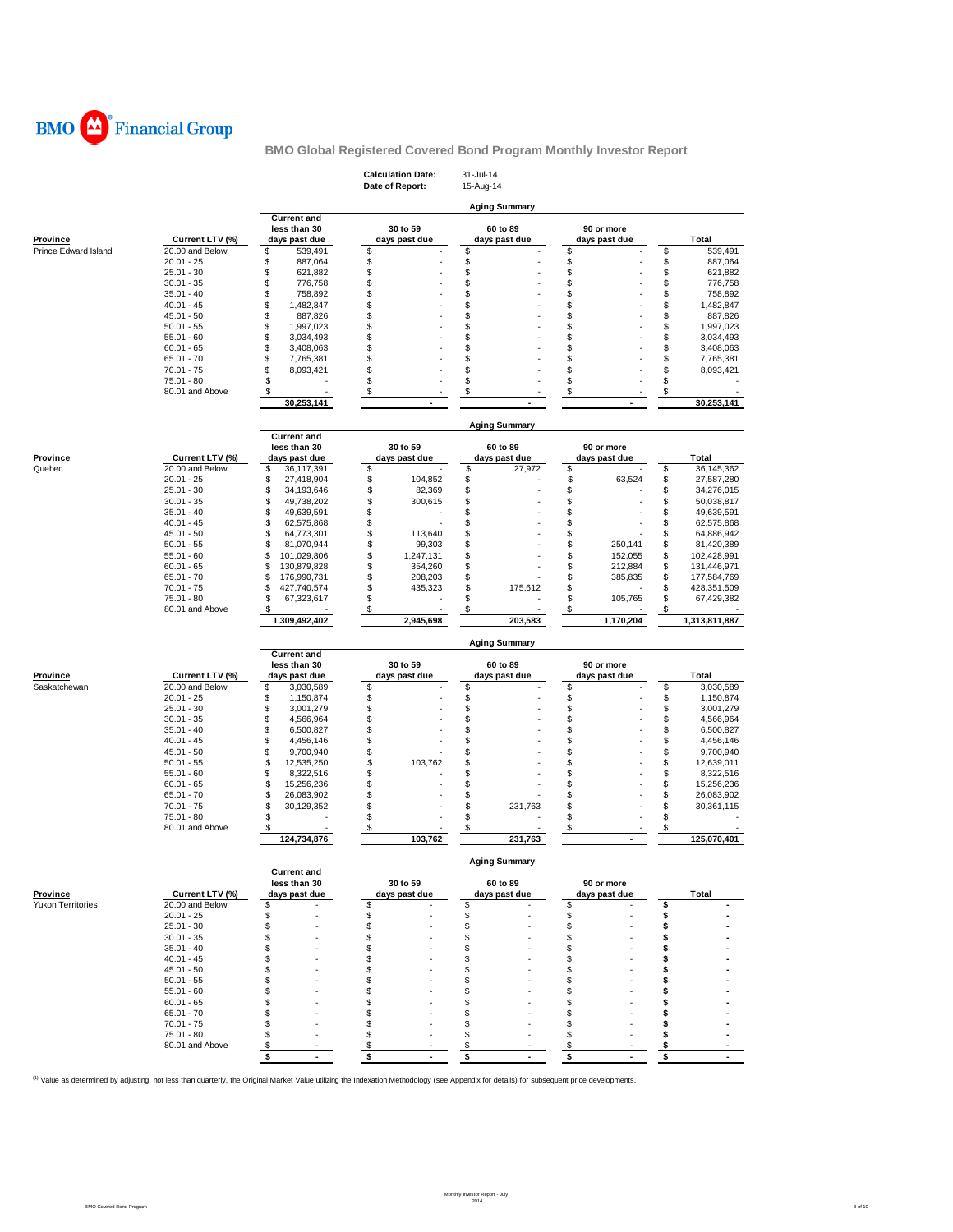BMO Financial Group

## BMO Global Registered Covered Bond Program Monthly Investor Report

**Calculation Date:** 31-Jul-14
**Date of Report:** 15-Aug-14

### Aging Summary

| Province | Current LTV (%) | Current and less than 30 days past due | 30 to 59 days past due | 60 to 89 days past due | 90 or more days past due | Total |
|---|---|---|---|---|---|---|
| Prince Edward Island | 20.00 and Below | $ 539,491 | $ - | $ - | $ - | $ 539,491 |
| | 20.01 - 25 | $ 887,064 | $ - | $ - | $ - | $ 887,064 |
| | 25.01 - 30 | $ 621,882 | $ - | $ - | $ - | $ 621,882 |
| | 30.01 - 35 | $ 776,758 | $ - | $ - | $ - | $ 776,758 |
| | 35.01 - 40 | $ 758,892 | $ - | $ - | $ - | $ 758,892 |
| | 40.01 - 45 | $ 1,482,847 | $ - | $ - | $ - | $ 1,482,847 |
| | 45.01 - 50 | $ 887,826 | $ - | $ - | $ - | $ 887,826 |
| | 50.01 - 55 | $ 1,997,023 | $ - | $ - | $ - | $ 1,997,023 |
| | 55.01 - 60 | $ 3,034,493 | $ - | $ - | $ - | $ 3,034,493 |
| | 60.01 - 65 | $ 3,408,063 | $ - | $ - | $ - | $ 3,408,063 |
| | 65.01 - 70 | $ 7,765,381 | $ - | $ - | $ - | $ 7,765,381 |
| | 70.01 - 75 | $ 8,093,421 | $ - | $ - | $ - | $ 8,093,421 |
| | 75.01 - 80 | $ - | $ - | $ - | $ - | $ - |
| | 80.01 and Above | $ - | $ - | $ - | $ - | $ - |
| | | 30,253,141 | - | - | - | 30,253,141 |

### Aging Summary

| Province | Current LTV (%) | Current and less than 30 days past due | 30 to 59 days past due | 60 to 89 days past due | 90 or more days past due | Total |
|---|---|---|---|---|---|---|
| Quebec | 20.00 and Below | $ 36,117,391 | $ - | $ 27,972 | $ - | $ 36,145,362 |
| | 20.01 - 25 | $ 27,418,904 | $ 104,852 | $ - | $ 63,524 | $ 27,587,280 |
| | 25.01 - 30 | $ 34,193,646 | $ 82,369 | $ - | $ - | $ 34,276,015 |
| | 30.01 - 35 | $ 49,738,202 | $ 300,615 | $ - | $ - | $ 50,038,817 |
| | 35.01 - 40 | $ 49,639,591 | $ - | $ - | $ - | $ 49,639,591 |
| | 40.01 - 45 | $ 62,575,868 | $ - | $ - | $ - | $ 62,575,868 |
| | 45.01 - 50 | $ 64,773,301 | $ 113,640 | $ - | $ - | $ 64,886,942 |
| | 50.01 - 55 | $ 81,070,944 | $ 99,303 | $ - | $ 250,141 | $ 81,420,389 |
| | 55.01 - 60 | $ 101,029,806 | $ 1,247,131 | $ - | $ 152,055 | $ 102,428,991 |
| | 60.01 - 65 | $ 130,879,828 | $ 354,260 | $ - | $ 212,884 | $ 131,446,971 |
| | 65.01 - 70 | $ 176,990,731 | $ 208,203 | $ - | $ 385,835 | $ 177,584,769 |
| | 70.01 - 75 | $ 427,740,574 | $ 435,323 | $ 175,612 | $ - | $ 428,351,509 |
| | 75.01 - 80 | $ 67,323,617 | $ - | $ - | $ 105,765 | $ 67,429,382 |
| | 80.01 and Above | $ - | $ - | $ - | $ - | $ - |
| | | 1,309,492,402 | 2,945,698 | 203,583 | 1,170,204 | 1,313,811,887 |

### Aging Summary

| Province | Current LTV (%) | Current and less than 30 days past due | 30 to 59 days past due | 60 to 89 days past due | 90 or more days past due | Total |
|---|---|---|---|---|---|---|
| Saskatchewan | 20.00 and Below | $ 3,030,589 | $ - | $ - | $ - | $ 3,030,589 |
| | 20.01 - 25 | $ 1,150,874 | $ - | $ - | $ - | $ 1,150,874 |
| | 25.01 - 30 | $ 3,001,279 | $ - | $ - | $ - | $ 3,001,279 |
| | 30.01 - 35 | $ 4,566,964 | $ - | $ - | $ - | $ 4,566,964 |
| | 35.01 - 40 | $ 6,500,827 | $ - | $ - | $ - | $ 6,500,827 |
| | 40.01 - 45 | $ 4,456,146 | $ - | $ - | $ - | $ 4,456,146 |
| | 45.01 - 50 | $ 9,700,940 | $ - | $ - | $ - | $ 9,700,940 |
| | 50.01 - 55 | $ 12,535,250 | $ 103,762 | $ - | $ - | $ 12,639,011 |
| | 55.01 - 60 | $ 8,322,516 | $ - | $ - | $ - | $ 8,322,516 |
| | 60.01 - 65 | $ 15,256,236 | $ - | $ - | $ - | $ 15,256,236 |
| | 65.01 - 70 | $ 26,083,902 | $ - | $ - | $ - | $ 26,083,902 |
| | 70.01 - 75 | $ 30,129,352 | $ - | $ 231,763 | $ - | $ 30,361,115 |
| | 75.01 - 80 | $ - | $ - | $ - | $ - | $ - |
| | 80.01 and Above | $ - | $ - | $ - | $ - | $ - |
| | | 124,734,876 | 103,762 | 231,763 | - | 125,070,401 |

### Aging Summary

| Province | Current LTV (%) | Current and less than 30 days past due | 30 to 59 days past due | 60 to 89 days past due | 90 or more days past due | Total |
|---|---|---|---|---|---|---|
| Yukon Territories | 20.00 and Below | $ - | $ - | $ - | $ - | $ - |
| | 20.01 - 25 | $ - | $ - | $ - | $ - | $ - |
| | 25.01 - 30 | $ - | $ - | $ - | $ - | $ - |
| | 30.01 - 35 | $ - | $ - | $ - | $ - | $ - |
| | 35.01 - 40 | $ - | $ - | $ - | $ - | $ - |
| | 40.01 - 45 | $ - | $ - | $ - | $ - | $ - |
| | 45.01 - 50 | $ - | $ - | $ - | $ - | $ - |
| | 50.01 - 55 | $ - | $ - | $ - | $ - | $ - |
| | 55.01 - 60 | $ - | $ - | $ - | $ - | $ - |
| | 60.01 - 65 | $ - | $ - | $ - | $ - | $ - |
| | 65.01 - 70 | $ - | $ - | $ - | $ - | $ - |
| | 70.01 - 75 | $ - | $ - | $ - | $ - | $ - |
| | 75.01 - 80 | $ - | $ - | $ - | $ - | $ - |
| | 80.01 and Above | $ - | $ - | $ - | $ - | $ - |
| | | $ - | $ - | $ - | $ - | $ - |

(1) Value as determined by adjusting, not less than quarterly, the Original Market Value utilizing the Indexation Methodology (see Appendix for details) for subsequent price developments.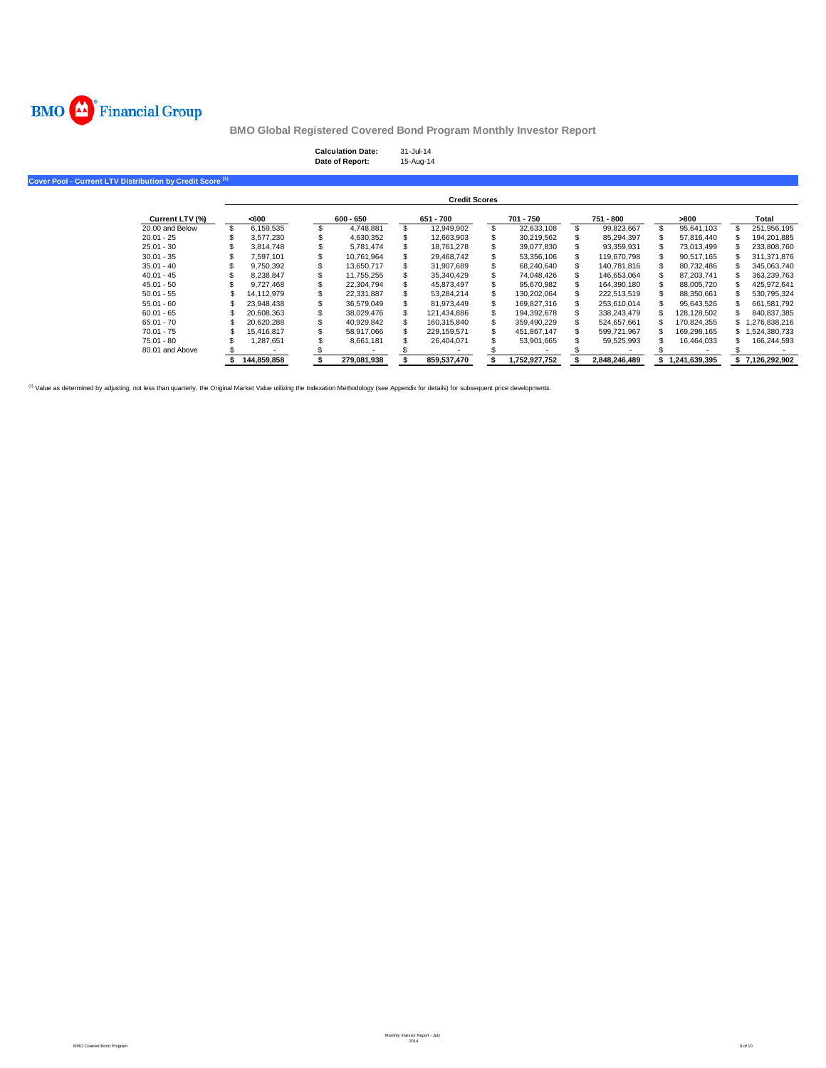BMO Financial Group

# BMO Global Registered Covered Bond Program Monthly Investor Report

**Calculation Date:** 31-Jul-14
**Date of Report:** 15-Aug-14

## Cover Pool - Current LTV Distribution by Credit Score [1]

| | Credit Scores | | | | | | |
|---|---|---|---|---|---|---|---|
| **Current LTV (%)** | **<600** | **600 - 650** | **651 - 700** | **701 - 750** | **751 - 800** | **>800** | **Total** |
| 20.00 and Below | $ 6,159,535 | $ 4,748,881 | $ 12,949,902 | $ 32,633,108 | $ 99,823,667 | $ 95,641,103 | $ 251,956,195 |
| 20.01 - 25 | $ 3,577,230 | $ 4,630,352 | $ 12,663,903 | $ 30,219,562 | $ 85,294,397 | $ 57,816,440 | $ 194,201,885 |
| 25.01 - 30 | $ 3,814,748 | $ 5,781,474 | $ 18,761,278 | $ 39,077,830 | $ 93,359,931 | $ 73,013,499 | $ 233,808,760 |
| 30.01 - 35 | $ 7,597,101 | $ 10,761,964 | $ 29,468,742 | $ 53,356,106 | $ 119,670,798 | $ 90,517,165 | $ 311,371,876 |
| 35.01 - 40 | $ 9,750,392 | $ 13,650,717 | $ 31,907,689 | $ 68,240,640 | $ 140,781,816 | $ 80,732,486 | $ 345,063,740 |
| 40.01 - 45 | $ 8,238,847 | $ 11,755,255 | $ 35,340,429 | $ 74,048,426 | $ 146,653,064 | $ 87,203,741 | $ 363,239,763 |
| 45.01 - 50 | $ 9,727,468 | $ 22,304,794 | $ 45,873,497 | $ 95,670,982 | $ 164,390,180 | $ 88,005,720 | $ 425,972,641 |
| 50.01 - 55 | $ 14,112,979 | $ 22,331,887 | $ 53,284,214 | $ 130,202,064 | $ 222,513,519 | $ 88,350,661 | $ 530,795,324 |
| 55.01 - 60 | $ 23,948,438 | $ 36,579,049 | $ 81,973,449 | $ 169,827,316 | $ 253,610,014 | $ 95,643,526 | $ 661,581,792 |
| 60.01 - 65 | $ 20,608,363 | $ 38,029,476 | $ 121,434,886 | $ 194,392,678 | $ 338,243,479 | $ 128,128,502 | $ 840,837,385 |
| 65.01 - 70 | $ 20,620,288 | $ 40,929,842 | $ 160,315,840 | $ 359,490,229 | $ 524,657,661 | $ 170,824,355 | $ 1,276,838,216 |
| 70.01 - 75 | $ 15,416,817 | $ 58,917,066 | $ 229,159,571 | $ 451,867,147 | $ 599,721,967 | $ 169,298,165 | $ 1,524,380,733 |
| 75.01 - 80 | $ 1,287,651 | $ 8,661,181 | $ 26,404,071 | $ 53,901,665 | $ 59,525,993 | $ 16,464,033 | $ 166,244,593 |
| 80.01 and Above | $ - | $ - | $ - | $ - | $ - | $ - | $ - |
| | **$ 144,859,858** | **$ 279,081,938** | **$ 859,537,470** | **$ 1,752,927,752** | **$ 2,848,246,489** | **$ 1,241,639,395** | **$ 7,126,292,902** |

[1] Value as determined by adjusting, not less than quarterly, the Original Market Value utilizing the Indexation Methodology (see Appendix for details) for subsequent price developments.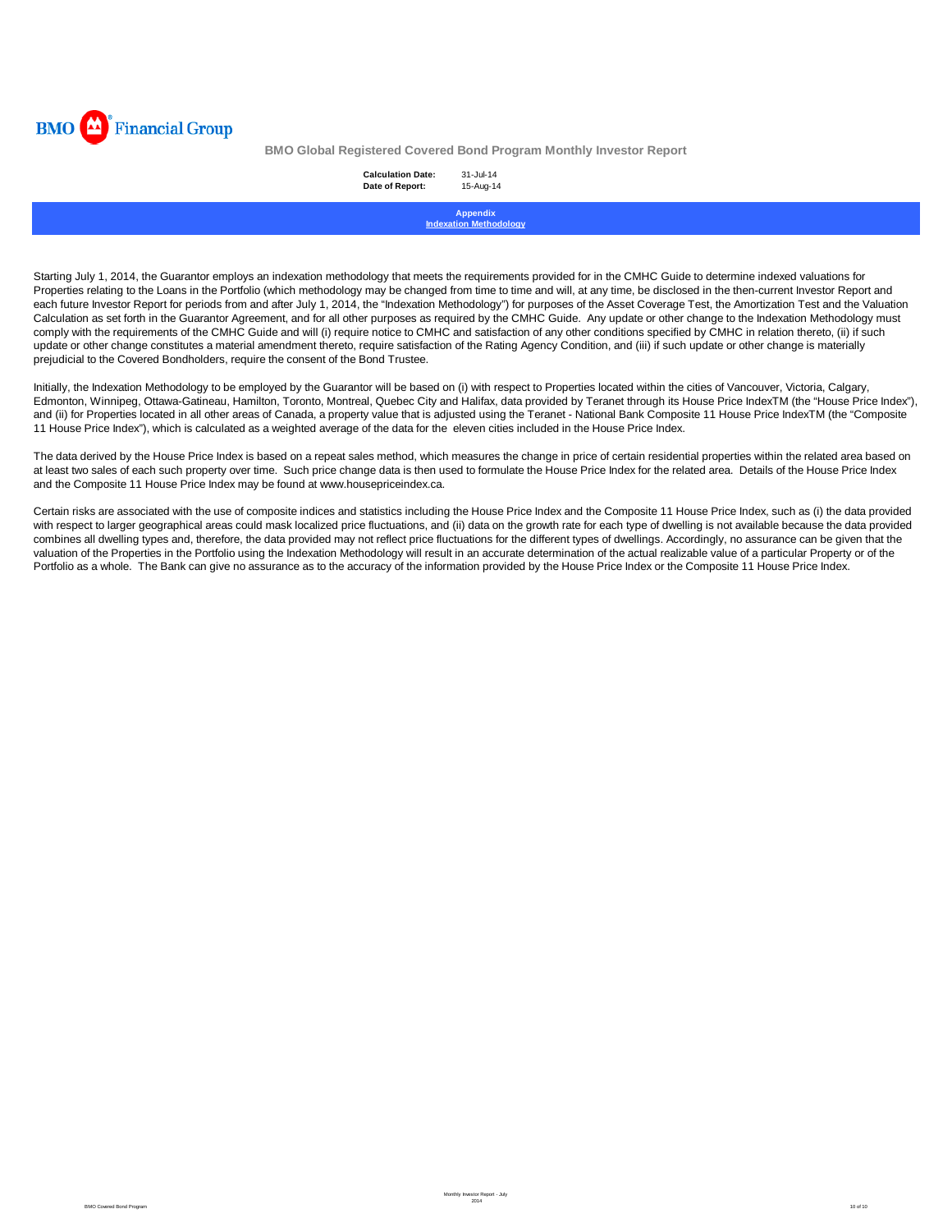BMO Financial Group

## BMO Global Registered Covered Bond Program Monthly Investor Report

| | |
|---|---|
| **Calculation Date:** | 31-Jul-14 |
| **Date of Report:** | 15-Aug-14 |

### Appendix
### Indexation Methodology

Starting July 1, 2014, the Guarantor employs an indexation methodology that meets the requirements provided for in the CMHC Guide to determine indexed valuations for Properties relating to the Loans in the Portfolio (which methodology may be changed from time to time and will, at any time, be disclosed in the then-current Investor Report and each future Investor Report for periods from and after July 1, 2014, the "Indexation Methodology") for purposes of the Asset Coverage Test, the Amortization Test and the Valuation Calculation as set forth in the Guarantor Agreement, and for all other purposes as required by the CMHC Guide. Any update or other change to the Indexation Methodology must comply with the requirements of the CMHC Guide and will (i) require notice to CMHC and satisfaction of any other conditions specified by CMHC in relation thereto, (ii) if such update or other change constitutes a material amendment thereto, require satisfaction of the Rating Agency Condition, and (iii) if such update or other change is materially prejudicial to the Covered Bondholders, require the consent of the Bond Trustee.

Initially, the Indexation Methodology to be employed by the Guarantor will be based on (i) with respect to Properties located within the cities of Vancouver, Victoria, Calgary, Edmonton, Winnipeg, Ottawa-Gatineau, Hamilton, Toronto, Montreal, Quebec City and Halifax, data provided by Teranet through its House Price IndexTM (the "House Price Index"), and (ii) for Properties located in all other areas of Canada, a property value that is adjusted using the Teranet - National Bank Composite 11 House Price IndexTM (the "Composite 11 House Price Index"), which is calculated as a weighted average of the data for the eleven cities included in the House Price Index.

The data derived by the House Price Index is based on a repeat sales method, which measures the change in price of certain residential properties within the related area based on at least two sales of each such property over time. Such price change data is then used to formulate the House Price Index for the related area. Details of the House Price Index and the Composite 11 House Price Index may be found at www.housepriceindex.ca.

Certain risks are associated with the use of composite indices and statistics including the House Price Index and the Composite 11 House Price Index, such as (i) the data provided with respect to larger geographical areas could mask localized price fluctuations, and (ii) data on the growth rate for each type of dwelling is not available because the data provided combines all dwelling types and, therefore, the data provided may not reflect price fluctuations for the different types of dwellings. Accordingly, no assurance can be given that the valuation of the Properties in the Portfolio using the Indexation Methodology will result in an accurate determination of the actual realizable value of a particular Property or of the Portfolio as a whole. The Bank can give no assurance as to the accuracy of the information provided by the House Price Index or the Composite 11 House Price Index.